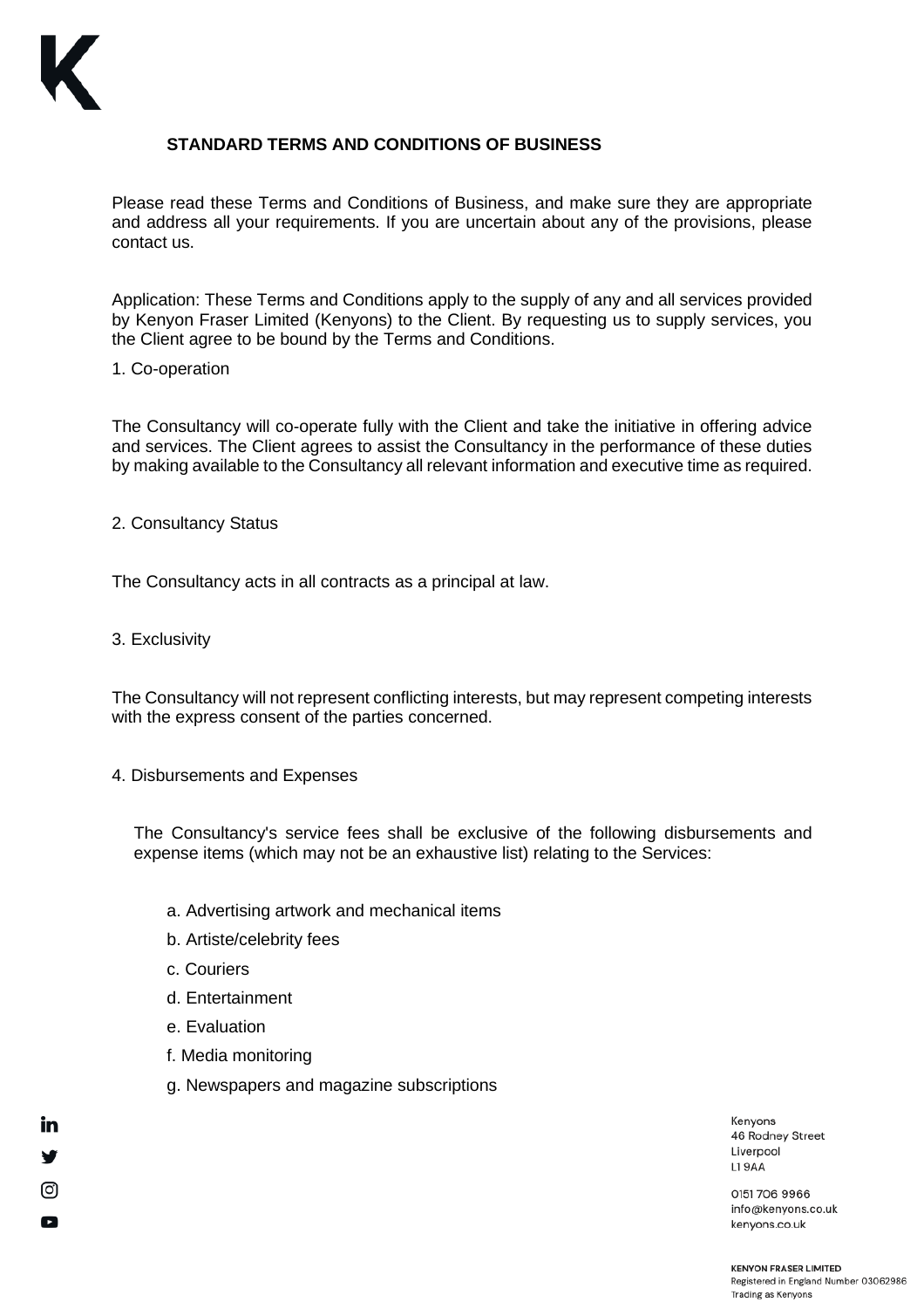# STANDARD TERMS AND CONDITIONS OF BUSINESS

Please read these Terms and Conditions of Business, and make sure they are appropriate and address all your requirements. If you are uncertain about any of the provisions, please contact us.

Application: These Terms and Conditions apply to the supply of any and all services provided by Kenyon Fraser Limited (Kenyons) to the Client. By requesting us to supply services, you the Client agree to be bound by the Terms and Conditions.

1. Co-operation

The Consultancy will co-operate fully with the Client and take the initiative in offering advice and services. The Client agrees to assist the Consultancy in the performance of these duties by making available to the Consultancy all relevant information and executive time as required.

2. Consultancy Status

The Consultancy acts in all contracts as a principal at law.

3. Exclusivity

The Consultancy will not represent conflicting interests, but may represent competing interests with the express consent of the parties concerned.

4. Disbursements and Expenses

The Consultancy's service fees shall be exclusive of the following disbursements and expense items (which may not be an exhaustive list) relating to the Services:

a. Advertising artwork and mechanical items

b. Artiste/celebrity fees

c. Couriers

d. Entertainment

e. Evaluation

f. Media monitoring

g. Newspapers and magazine subscriptions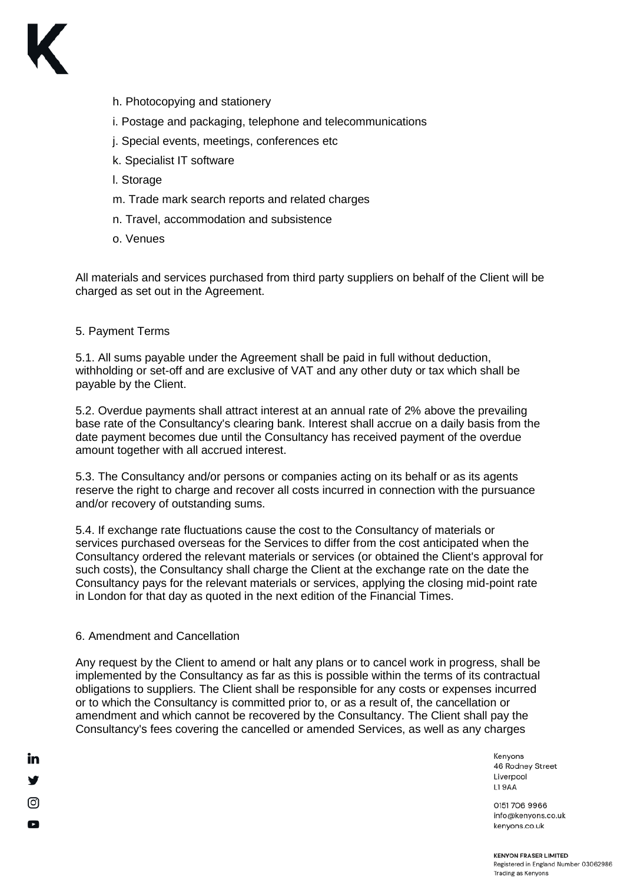h. Photocopying and stationery

i. Postage and packaging, telephone and telecommunications

j. Special events, meetings, conferences etc

k. Specialist IT software

l. Storage

m. Trade mark search reports and related charges

n. Travel, accommodation and subsistence

o. Venues

All materials and services purchased from third party suppliers on behalf of the Client will be charged as set out in the Agreement.

## 5. Payment Terms

5.1. All sums payable under the Agreement shall be paid in full without deduction, withholding or set-off and are exclusive of VAT and any other duty or tax which shall be payable by the Client.

5.2. Overdue payments shall attract interest at an annual rate of 2% above the prevailing base rate of the Consultancy's clearing bank. Interest shall accrue on a daily basis from the date payment becomes due until the Consultancy has received payment of the overdue amount together with all accrued interest.

5.3. The Consultancy and/or persons or companies acting on its behalf or as its agents reserve the right to charge and recover all costs incurred in connection with the pursuance and/or recovery of outstanding sums.

5.4. If exchange rate fluctuations cause the cost to the Consultancy of materials or services purchased overseas for the Services to differ from the cost anticipated when the Consultancy ordered the relevant materials or services (or obtained the Client's approval for such costs), the Consultancy shall charge the Client at the exchange rate on the date the Consultancy pays for the relevant materials or services, applying the closing mid-point rate in London for that day as quoted in the next edition of the Financial Times.

## 6. Amendment and Cancellation

Any request by the Client to amend or halt any plans or to cancel work in progress, shall be implemented by the Consultancy as far as this is possible within the terms of its contractual obligations to suppliers. The Client shall be responsible for any costs or expenses incurred or to which the Consultancy is committed prior to, or as a result of, the cancellation or amendment and which cannot be recovered by the Consultancy. The Client shall pay the Consultancy's fees covering the cancelled or amended Services, as well as any charges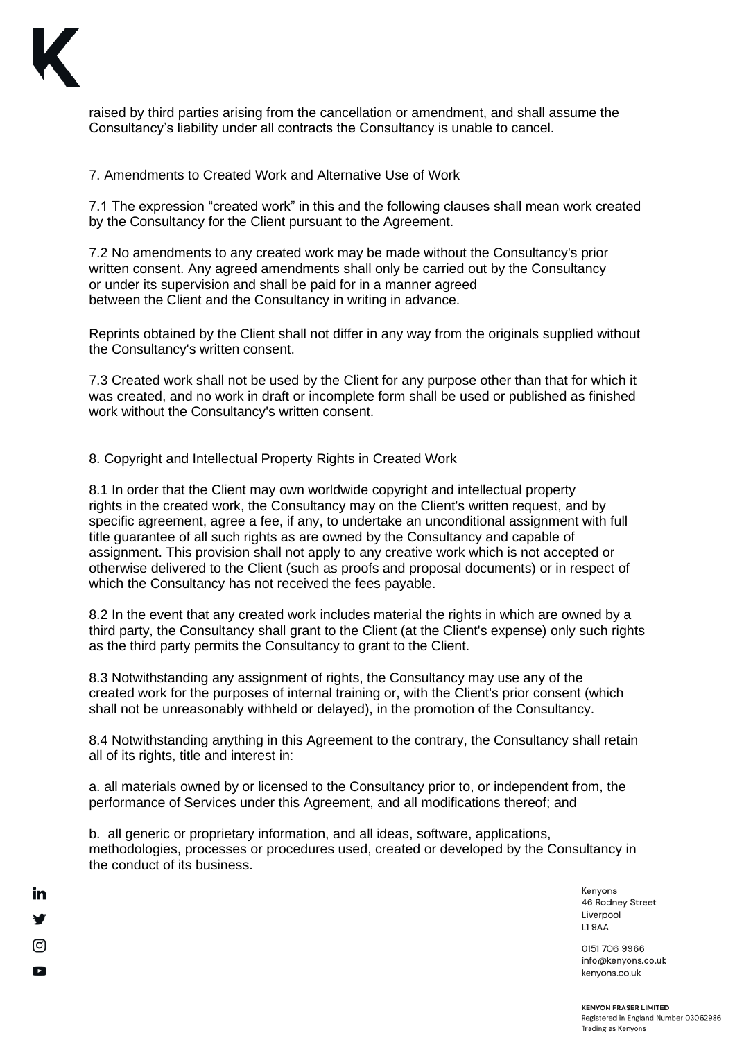raised by third parties arising from the cancellation or amendment, and shall assume the Consultancy's liability under all contracts the Consultancy is unable to cancel.

## 7. Amendments to Created Work and Alternative Use of Work

7.1 The expression "created work" in this and the following clauses shall mean work created by the Consultancy for the Client pursuant to the Agreement.

7.2 No amendments to any created work may be made without the Consultancy's prior written consent. Any agreed amendments shall only be carried out by the Consultancy or under its supervision and shall be paid for in a manner agreed between the Client and the Consultancy in writing in advance.

Reprints obtained by the Client shall not differ in any way from the originals supplied without the Consultancy's written consent.

7.3 Created work shall not be used by the Client for any purpose other than that for which it was created, and no work in draft or incomplete form shall be used or published as finished work without the Consultancy's written consent.

## 8. Copyright and Intellectual Property Rights in Created Work

8.1 In order that the Client may own worldwide copyright and intellectual property rights in the created work, the Consultancy may on the Client's written request, and by specific agreement, agree a fee, if any, to undertake an unconditional assignment with full title guarantee of all such rights as are owned by the Consultancy and capable of assignment. This provision shall not apply to any creative work which is not accepted or otherwise delivered to the Client (such as proofs and proposal documents) or in respect of which the Consultancy has not received the fees payable.

8.2 In the event that any created work includes material the rights in which are owned by a third party, the Consultancy shall grant to the Client (at the Client's expense) only such rights as the third party permits the Consultancy to grant to the Client.

8.3 Notwithstanding any assignment of rights, the Consultancy may use any of the created work for the purposes of internal training or, with the Client's prior consent (which shall not be unreasonably withheld or delayed), in the promotion of the Consultancy.

8.4 Notwithstanding anything in this Agreement to the contrary, the Consultancy shall retain all of its rights, title and interest in:

a. all materials owned by or licensed to the Consultancy prior to, or independent from, the performance of Services under this Agreement, and all modifications thereof; and

b. all generic or proprietary information, and all ideas, software, applications, methodologies, processes or procedures used, created or developed by the Consultancy in the conduct of its business.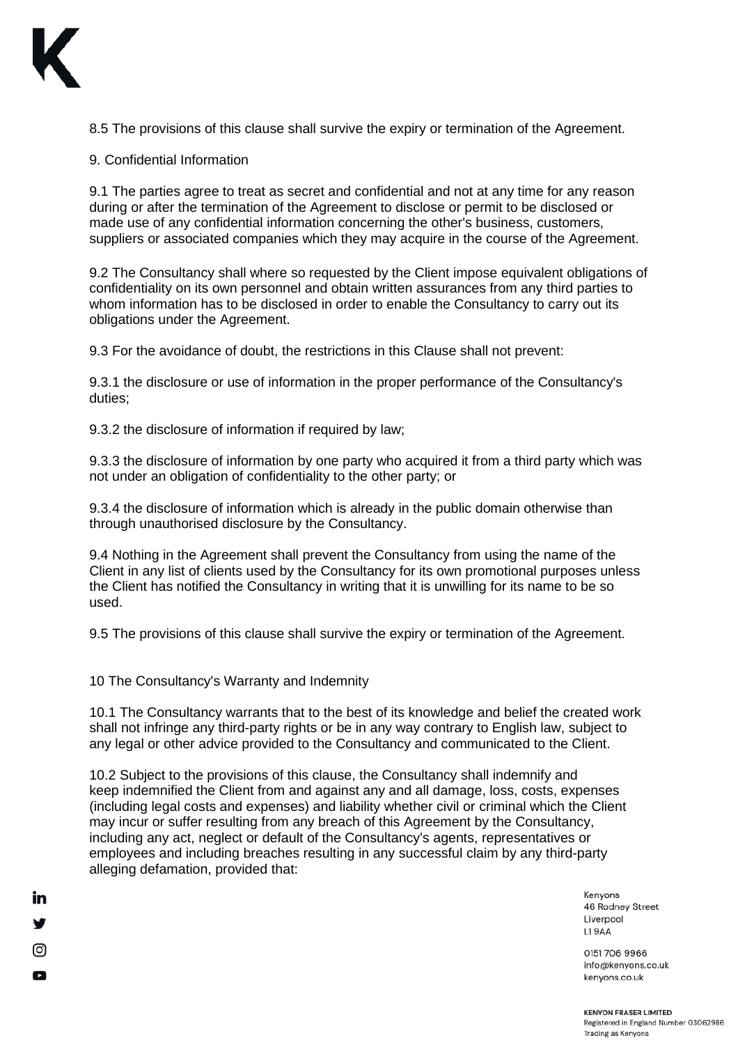8.5 The provisions of this clause shall survive the expiry or termination of the Agreement.

## 9. Confidential Information

9.1 The parties agree to treat as secret and confidential and not at any time for any reason during or after the termination of the Agreement to disclose or permit to be disclosed or made use of any confidential information concerning the other's business, customers, suppliers or associated companies which they may acquire in the course of the Agreement.

9.2 The Consultancy shall where so requested by the Client impose equivalent obligations of confidentiality on its own personnel and obtain written assurances from any third parties to whom information has to be disclosed in order to enable the Consultancy to carry out its obligations under the Agreement.

9.3 For the avoidance of doubt, the restrictions in this Clause shall not prevent:

9.3.1 the disclosure or use of information in the proper performance of the Consultancy's duties;

9.3.2 the disclosure of information if required by law;

9.3.3 the disclosure of information by one party who acquired it from a third party which was not under an obligation of confidentiality to the other party; or

9.3.4 the disclosure of information which is already in the public domain otherwise than through unauthorised disclosure by the Consultancy.

9.4 Nothing in the Agreement shall prevent the Consultancy from using the name of the Client in any list of clients used by the Consultancy for its own promotional purposes unless the Client has notified the Consultancy in writing that it is unwilling for its name to be so used.

9.5 The provisions of this clause shall survive the expiry or termination of the Agreement.

## 10 The Consultancy's Warranty and Indemnity

10.1 The Consultancy warrants that to the best of its knowledge and belief the created work shall not infringe any third-party rights or be in any way contrary to English law, subject to any legal or other advice provided to the Consultancy and communicated to the Client.

10.2 Subject to the provisions of this clause, the Consultancy shall indemnify and keep indemnified the Client from and against any and all damage, loss, costs, expenses (including legal costs and expenses) and liability whether civil or criminal which the Client may incur or suffer resulting from any breach of this Agreement by the Consultancy, including any act, neglect or default of the Consultancy's agents, representatives or employees and including breaches resulting in any successful claim by any third-party alleging defamation, provided that: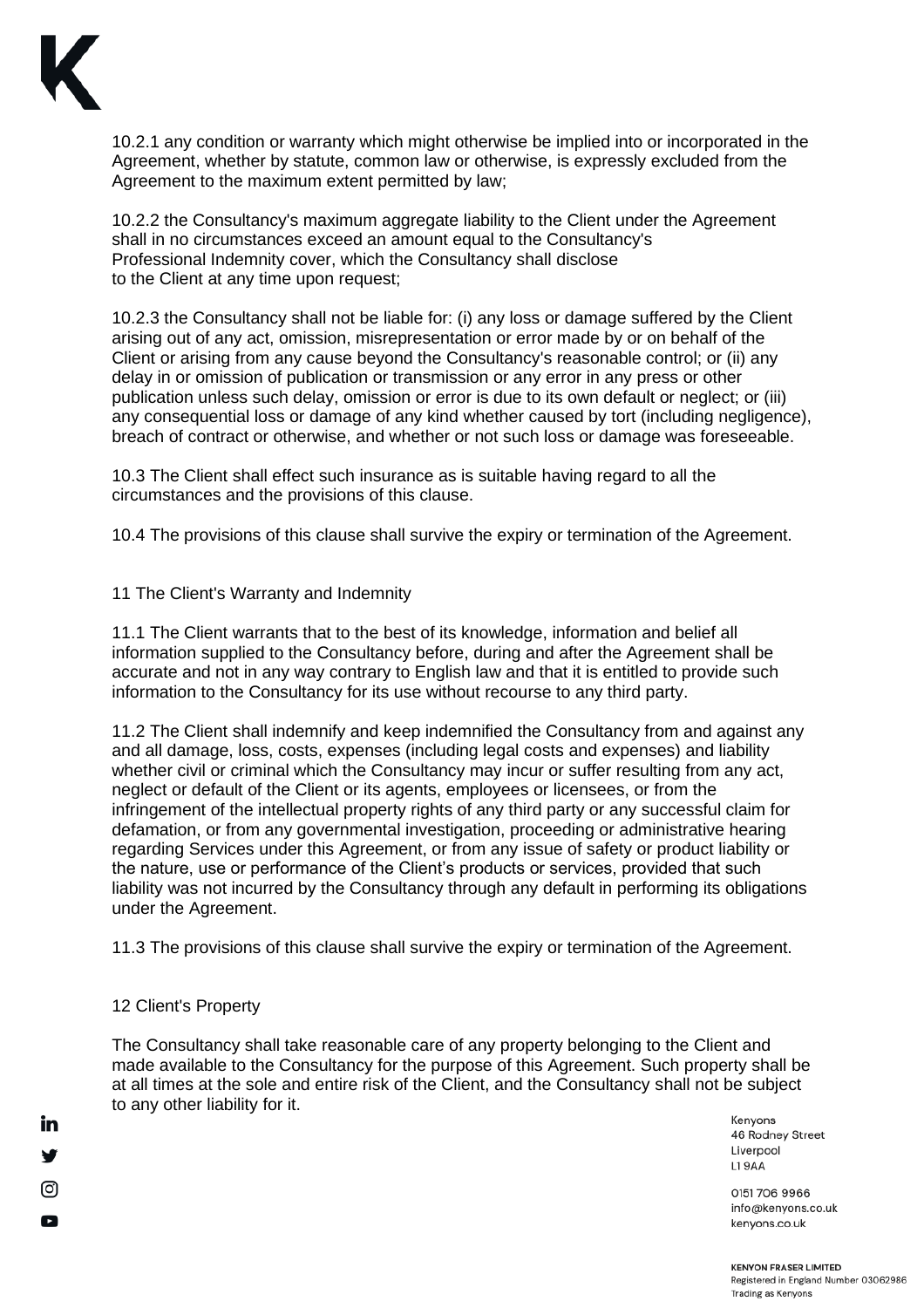10.2.1 any condition or warranty which might otherwise be implied into or incorporated in the Agreement, whether by statute, common law or otherwise, is expressly excluded from the Agreement to the maximum extent permitted by law;

10.2.2 the Consultancy's maximum aggregate liability to the Client under the Agreement shall in no circumstances exceed an amount equal to the Consultancy's Professional Indemnity cover, which the Consultancy shall disclose to the Client at any time upon request;

10.2.3 the Consultancy shall not be liable for: (i) any loss or damage suffered by the Client arising out of any act, omission, misrepresentation or error made by or on behalf of the Client or arising from any cause beyond the Consultancy's reasonable control; or (ii) any delay in or omission of publication or transmission or any error in any press or other publication unless such delay, omission or error is due to its own default or neglect; or (iii) any consequential loss or damage of any kind whether caused by tort (including negligence), breach of contract or otherwise, and whether or not such loss or damage was foreseeable.

10.3 The Client shall effect such insurance as is suitable having regard to all the circumstances and the provisions of this clause.

10.4 The provisions of this clause shall survive the expiry or termination of the Agreement.

## 11 The Client's Warranty and Indemnity

11.1 The Client warrants that to the best of its knowledge, information and belief all information supplied to the Consultancy before, during and after the Agreement shall be accurate and not in any way contrary to English law and that it is entitled to provide such information to the Consultancy for its use without recourse to any third party.

11.2 The Client shall indemnify and keep indemnified the Consultancy from and against any and all damage, loss, costs, expenses (including legal costs and expenses) and liability whether civil or criminal which the Consultancy may incur or suffer resulting from any act, neglect or default of the Client or its agents, employees or licensees, or from the infringement of the intellectual property rights of any third party or any successful claim for defamation, or from any governmental investigation, proceeding or administrative hearing regarding Services under this Agreement, or from any issue of safety or product liability or the nature, use or performance of the Client's products or services, provided that such liability was not incurred by the Consultancy through any default in performing its obligations under the Agreement.

11.3 The provisions of this clause shall survive the expiry or termination of the Agreement.

## 12 Client's Property

The Consultancy shall take reasonable care of any property belonging to the Client and made available to the Consultancy for the purpose of this Agreement. Such property shall be at all times at the sole and entire risk of the Client, and the Consultancy shall not be subject to any other liability for it.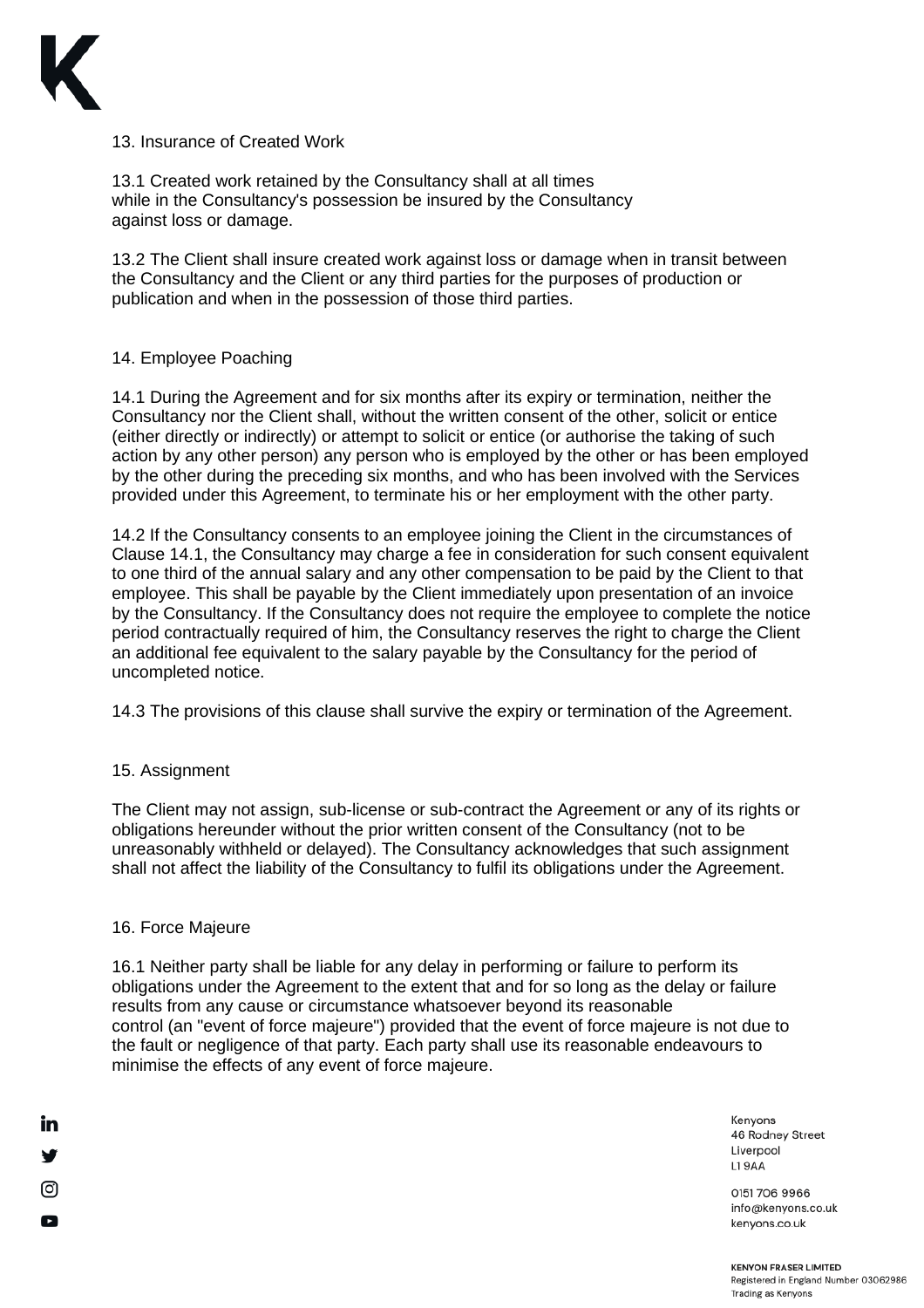## 13. Insurance of Created Work

13.1 Created work retained by the Consultancy shall at all times while in the Consultancy's possession be insured by the Consultancy against loss or damage.

13.2 The Client shall insure created work against loss or damage when in transit between the Consultancy and the Client or any third parties for the purposes of production or publication and when in the possession of those third parties.

## 14. Employee Poaching

14.1 During the Agreement and for six months after its expiry or termination, neither the Consultancy nor the Client shall, without the written consent of the other, solicit or entice (either directly or indirectly) or attempt to solicit or entice (or authorise the taking of such action by any other person) any person who is employed by the other or has been employed by the other during the preceding six months, and who has been involved with the Services provided under this Agreement, to terminate his or her employment with the other party.

14.2 If the Consultancy consents to an employee joining the Client in the circumstances of Clause 14.1, the Consultancy may charge a fee in consideration for such consent equivalent to one third of the annual salary and any other compensation to be paid by the Client to that employee. This shall be payable by the Client immediately upon presentation of an invoice by the Consultancy. If the Consultancy does not require the employee to complete the notice period contractually required of him, the Consultancy reserves the right to charge the Client an additional fee equivalent to the salary payable by the Consultancy for the period of uncompleted notice.

14.3 The provisions of this clause shall survive the expiry or termination of the Agreement.

## 15. Assignment

The Client may not assign, sub-license or sub-contract the Agreement or any of its rights or obligations hereunder without the prior written consent of the Consultancy (not to be unreasonably withheld or delayed). The Consultancy acknowledges that such assignment shall not affect the liability of the Consultancy to fulfil its obligations under the Agreement.

## 16. Force Majeure

16.1 Neither party shall be liable for any delay in performing or failure to perform its obligations under the Agreement to the extent that and for so long as the delay or failure results from any cause or circumstance whatsoever beyond its reasonable control (an "event of force majeure") provided that the event of force majeure is not due to the fault or negligence of that party. Each party shall use its reasonable endeavours to minimise the effects of any event of force majeure.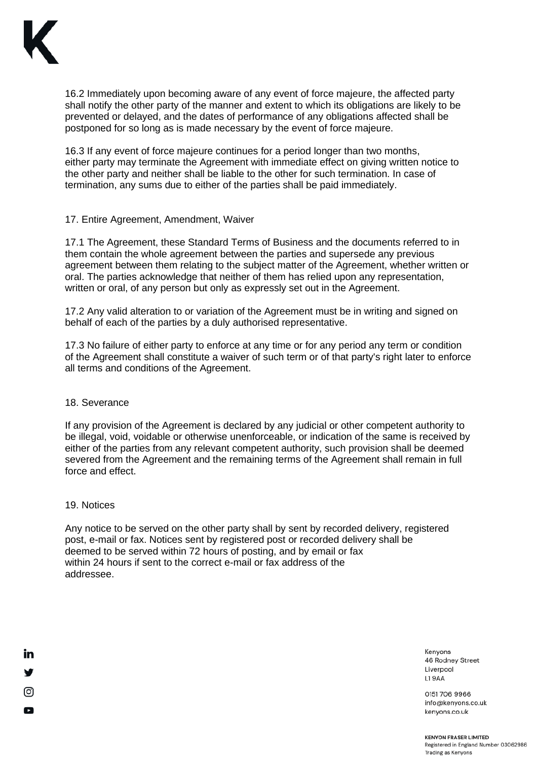16.2 Immediately upon becoming aware of any event of force majeure, the affected party shall notify the other party of the manner and extent to which its obligations are likely to be prevented or delayed, and the dates of performance of any obligations affected shall be postponed for so long as is made necessary by the event of force majeure.

16.3 If any event of force majeure continues for a period longer than two months, either party may terminate the Agreement with immediate effect on giving written notice to the other party and neither shall be liable to the other for such termination. In case of termination, any sums due to either of the parties shall be paid immediately.

## 17. Entire Agreement, Amendment, Waiver

17.1 The Agreement, these Standard Terms of Business and the documents referred to in them contain the whole agreement between the parties and supersede any previous agreement between them relating to the subject matter of the Agreement, whether written or oral. The parties acknowledge that neither of them has relied upon any representation, written or oral, of any person but only as expressly set out in the Agreement.

17.2 Any valid alteration to or variation of the Agreement must be in writing and signed on behalf of each of the parties by a duly authorised representative.

17.3 No failure of either party to enforce at any time or for any period any term or condition of the Agreement shall constitute a waiver of such term or of that party's right later to enforce all terms and conditions of the Agreement.

## 18. Severance

If any provision of the Agreement is declared by any judicial or other competent authority to be illegal, void, voidable or otherwise unenforceable, or indication of the same is received by either of the parties from any relevant competent authority, such provision shall be deemed severed from the Agreement and the remaining terms of the Agreement shall remain in full force and effect.

## 19. Notices

Any notice to be served on the other party shall by sent by recorded delivery, registered post, e-mail or fax. Notices sent by registered post or recorded delivery shall be deemed to be served within 72 hours of posting, and by email or fax within 24 hours if sent to the correct e-mail or fax address of the addressee.

Kenyons
46 Rodney Street
Liverpool
L1 9AA

0151 706 9966
info@kenyons.co.uk
kenyons.co.uk

**KENYON FRASER LIMITED**
Registered in England Number 03062986
Trading as Kenyons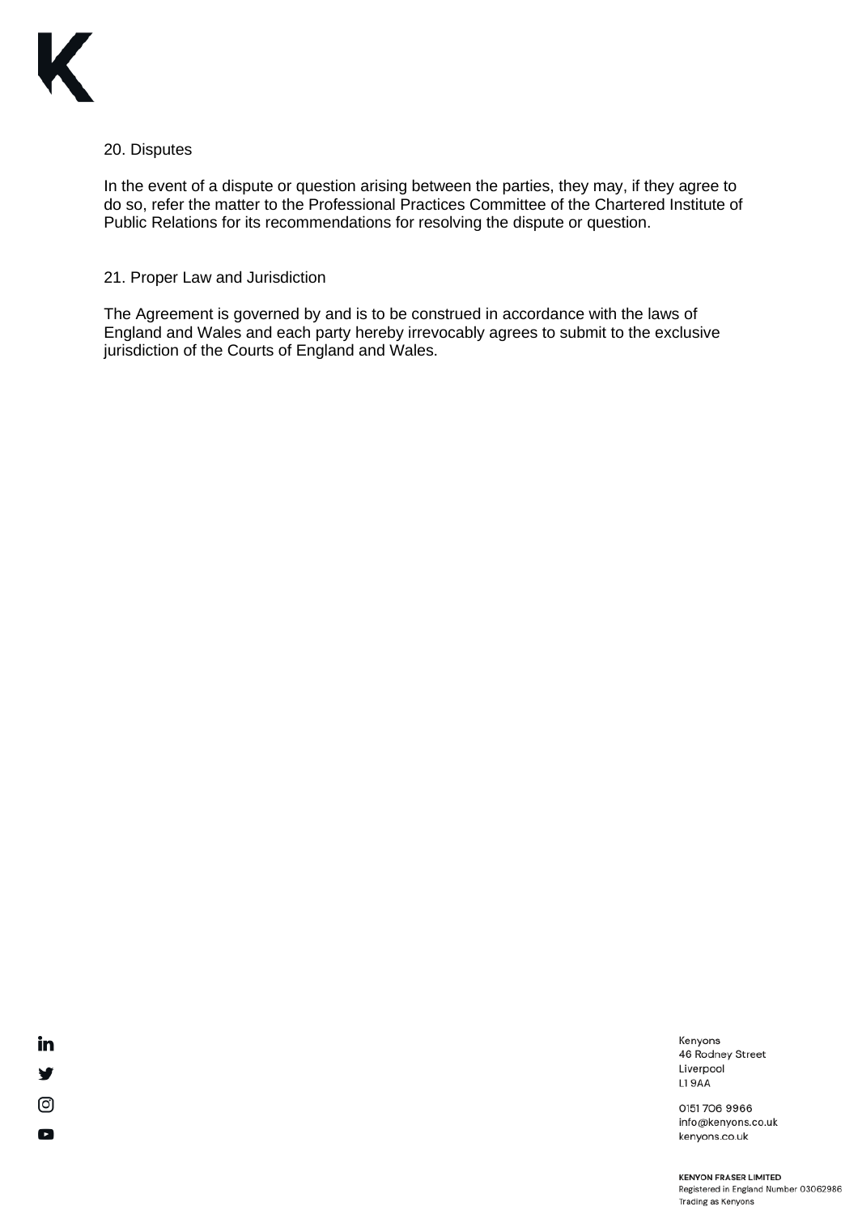## 20. Disputes

In the event of a dispute or question arising between the parties, they may, if they agree to do so, refer the matter to the Professional Practices Committee of the Chartered Institute of Public Relations for its recommendations for resolving the dispute or question.

## 21. Proper Law and Jurisdiction

The Agreement is governed by and is to be construed in accordance with the laws of England and Wales and each party hereby irrevocably agrees to submit to the exclusive jurisdiction of the Courts of England and Wales.